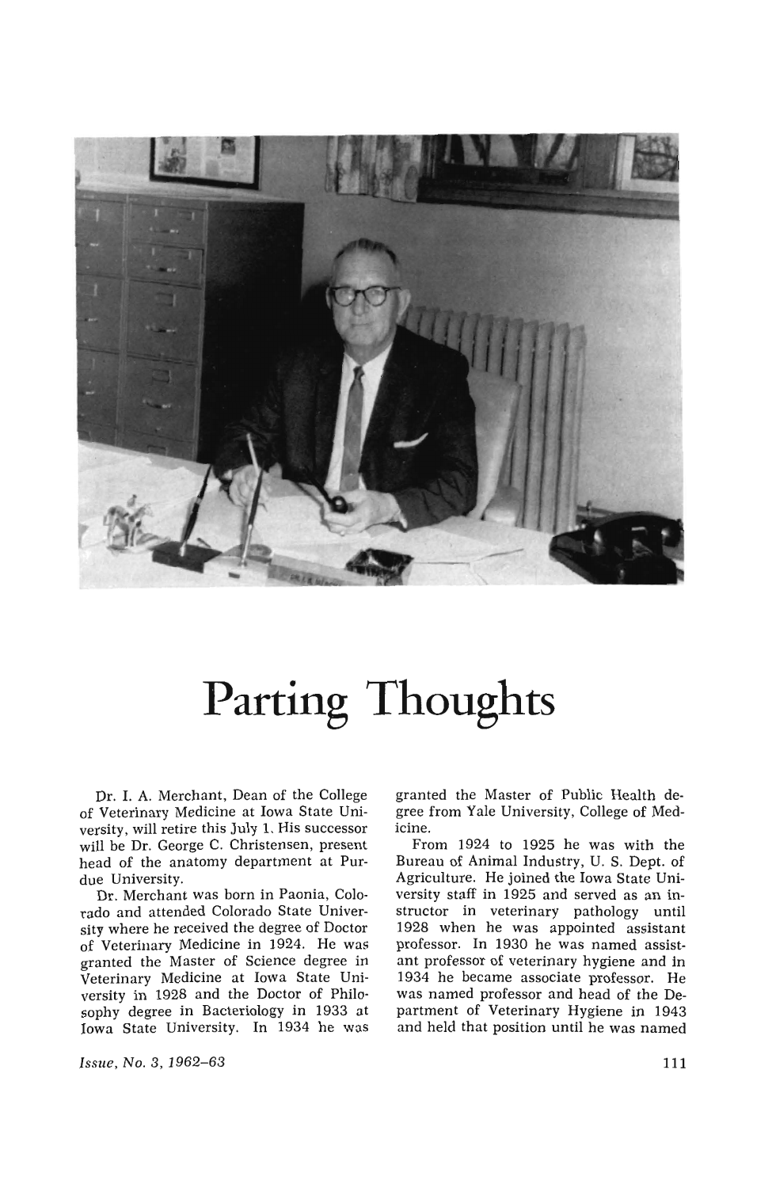# Parting Thoughts

Dr. I. A. Merchant, Dean of the College of Veterinary Medicine at Iowa State University, will retire this July 1. His successor will be Dr. George C. Christensen, present head of the anatomy department at Purdue University.

Dr. Merchant was born in Paonia, Colorado and attended Colorado State University where he received the degree of Doctor of Veterinary Medicine in 1924. He was granted the Master of Science degree in Veterinary Medicine at Iowa State University in 1928 and the Doctor of Philosophy degree in Bacteriology in 1933 at Iowa State University. In 1934 he was granted the Master of Public Health degree from Yale University, College of Medicine.

From 1924 to 1925 he was with the Bureau of Animal Industry, U. S. Dept. of Agriculture. He joined the Iowa State University staff in 1925 and served as an instructor in veterinary pathology until 1928 when he was appointed assistant professor. In 1930 he was named assistant professor of veterinary hygiene and in 1934 he became associate professor. He was named professor and head of the Department of Veterinary Hygiene in 1943 and held that position until he was named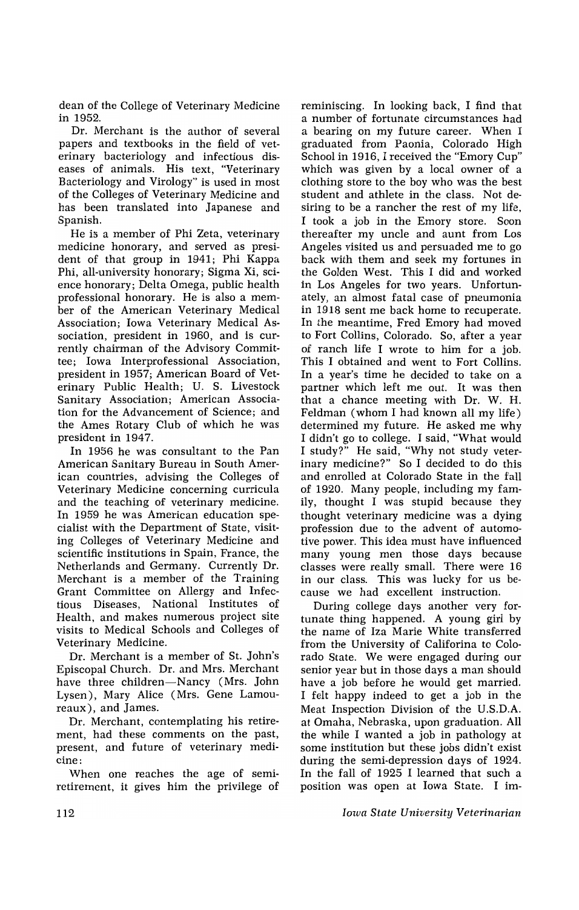dean of the College of Veterinary Medicine in 1952.

Dr. Merchant is the author of several papers and textbooks in the field of veterinary bacteriology and infectious diseases of animals. His text, "Veterinary Bacteriology and Virology" is used in most of the Colleges of Veterinary Medicine and has been translated into Japanese and Spanish.

He is a member of Phi Zeta, veterinary medicine honorary, and served as president of that group in 1941; Phi Kappa Phi, all-university honorary; Sigma Xi, science honorary; Delta Omega, public health professional honorary. He is also a member of the American Veterinary Medical Association; Iowa Veterinary Medical Association, president in 1960, and is currently chairman of the Advisory Committee; Iowa Interprofessional Association, president in 1957; American Board of Veterinary Public Health; U. S. Livestock Sanitary Association; American Association for the Advancement of Science; and the Ames Rotary Club of which he was president in 1947.

In 1956 he was consultant to the Pan American Sanitary Bureau in South American countries, advising the Colleges of Veterinary Medicine concerning curricula and the teaching of veterinary medicine. In 1959 he was American education specialist with the Department of State, visiting Colleges of Veterinary Medicine and scientific institutions in Spain, France, the Netherlands and Germany. Currently Dr. Merchant is a member of the Training Grant Committee on Allergy and Infectious Diseases, National Institutes of Health, and makes numerous project site visits to Medical Schools and Colleges of Veterinary Medicine.

Dr. Merchant is a member of St. John's Episcopal Church. Dr. and Mrs. Merchant have three children—Nancy (Mrs. John Lysen), Mary Alice (Mrs. Gene Lamoureaux), and James.

Dr. Merchant, contemplating his retirement, had these comments on the past, present, and future of veterinary medicine:

When one reaches the age of semi-retirement, it gives him the privilege of reminiscing. In looking back, I find that a number of fortunate circumstances had a bearing on my future career. When I graduated from Paonia, Colorado High School in 1916, I received the "Emory Cup" which was given by a local owner of a clothing store to the boy who was the best student and athlete in the class. Not desiring to be a rancher the rest of my life, I took a job in the Emory store. Soon thereafter my uncle and aunt from Los Angeles visited us and persuaded me to go back with them and seek my fortunes in the Golden West. This I did and worked in Los Angeles for two years. Unfortunately, an almost fatal case of pneumonia in 1918 sent me back home to recuperate. In the meantime, Fred Emory had moved to Fort Collins, Colorado. So, after a year of ranch life I wrote to him for a job. This I obtained and went to Fort Collins. In a year's time he decided to take on a partner which left me out. It was then that a chance meeting with Dr. W. H. Feldman (whom I had known all my life) determined my future. He asked me why I didn't go to college. I said, "What would I study?" He said, "Why not study veterinary medicine?" So I decided to do this and enrolled at Colorado State in the fall of 1920. Many people, including my family, thought I was stupid because they thought veterinary medicine was a dying profession due to the advent of automotive power. This idea must have influenced many young men those days because classes were really small. There were 16 in our class. This was lucky for us because we had excellent instruction.

During college days another very fortunate thing happened. A young girl by the name of Iza Marie White transferred from the University of Califorina to Colorado State. We were engaged during our senior year but in those days a man should have a job before he would get married. I felt happy indeed to get a job in the Meat Inspection Division of the U.S.D.A. at Omaha, Nebraska, upon graduation. All the while I wanted a job in pathology at some institution but these jobs didn't exist during the semi-depression days of 1924. In the fall of 1925 I learned that such a position was open at Iowa State. I im-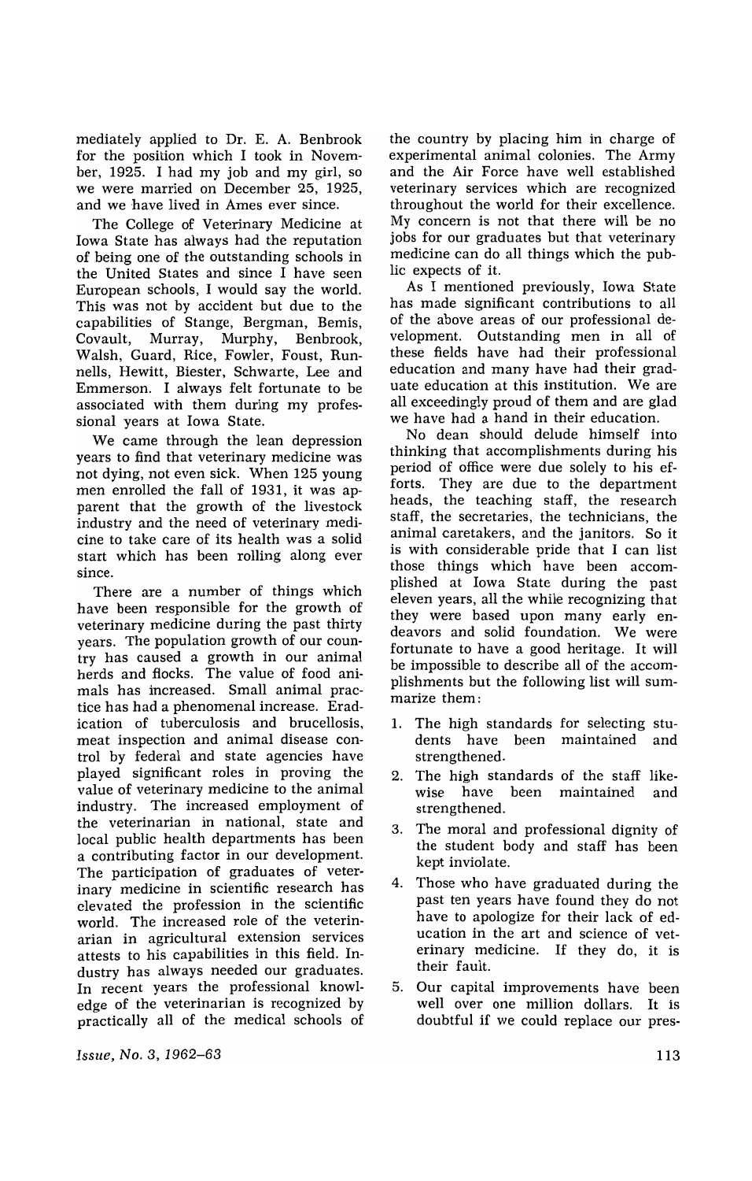mediately applied to Dr. E. A. Benbrook for the position which I took in November, 1925. I had my job and my girl, so we were married on December 25, 1925, and we have lived in Ames ever since.

The College of Veterinary Medicine at Iowa State has always had the reputation of being one of the outstanding schools in the United States and since I have seen European schools, I would say the world. This was not by accident but due to the capabilities of Stange, Bergman, Bemis, Covault, Murray, Murphy, Benbrook, Walsh, Guard, Rice, Fowler, Foust, Runnells, Hewitt, Biester, Schwarte, Lee and Emmerson. I always felt fortunate to be associated with them during my professional years at Iowa State.

We came through the lean depression years to find that veterinary medicine was not dying, not even sick. When 125 young men enrolled the fall of 1931, it was apparent that the growth of the livestock industry and the need of veterinary medicine to take care of its health was a solid start which has been rolling along ever since.

There are a number of things which have been responsible for the growth of veterinary medicine during the past thirty years. The population growth of our country has caused a growth in our animal herds and flocks. The value of food animals has increased. Small animal practice has had a phenomenal increase. Eradication of tuberculosis and brucellosis, meat inspection and animal disease control by federal and state agencies have played significant roles in proving the value of veterinary medicine to the animal industry. The increased employment of the veterinarian in national, state and local public health departments has been a contributing factor in our development. The participation of graduates of veterinary medicine in scientific research has elevated the profession in the scientific world. The increased role of the veterinarian in agricultural extension services attests to his capabilities in this field. Industry has always needed our graduates. In recent years the professional knowledge of the veterinarian is recognized by practically all of the medical schools of the country by placing him in charge of experimental animal colonies. The Army and the Air Force have well established veterinary services which are recognized throughout the world for their excellence. My concern is not that there will be no jobs for our graduates but that veterinary medicine can do all things which the public expects of it.

As I mentioned previously, Iowa State has made significant contributions to all of the above areas of our professional development. Outstanding men in all of these fields have had their professional education and many have had their graduate education at this institution. We are all exceedingly proud of them and are glad we have had a hand in their education.

No dean should delude himself into thinking that accomplishments during his period of office were due solely to his efforts. They are due to the department heads, the teaching staff, the research staff, the secretaries, the technicians, the animal caretakers, and the janitors. So it is with considerable pride that I can list those things which have been accomplished at Iowa State during the past eleven years, all the while recognizing that they were based upon many early endeavors and solid foundation. We were fortunate to have a good heritage. It will be impossible to describe all of the accomplishments but the following list will summarize them:

1. The high standards for selecting students have been maintained and strengthened.
2. The high standards of the staff likewise have been maintained and strengthened.
3. The moral and professional dignity of the student body and staff has been kept inviolate.
4. Those who have graduated during the past ten years have found they do not have to apologize for their lack of education in the art and science of veterinary medicine. If they do, it is their fault.
5. Our capital improvements have been well over one million dollars. It is doubtful if we could replace our pres-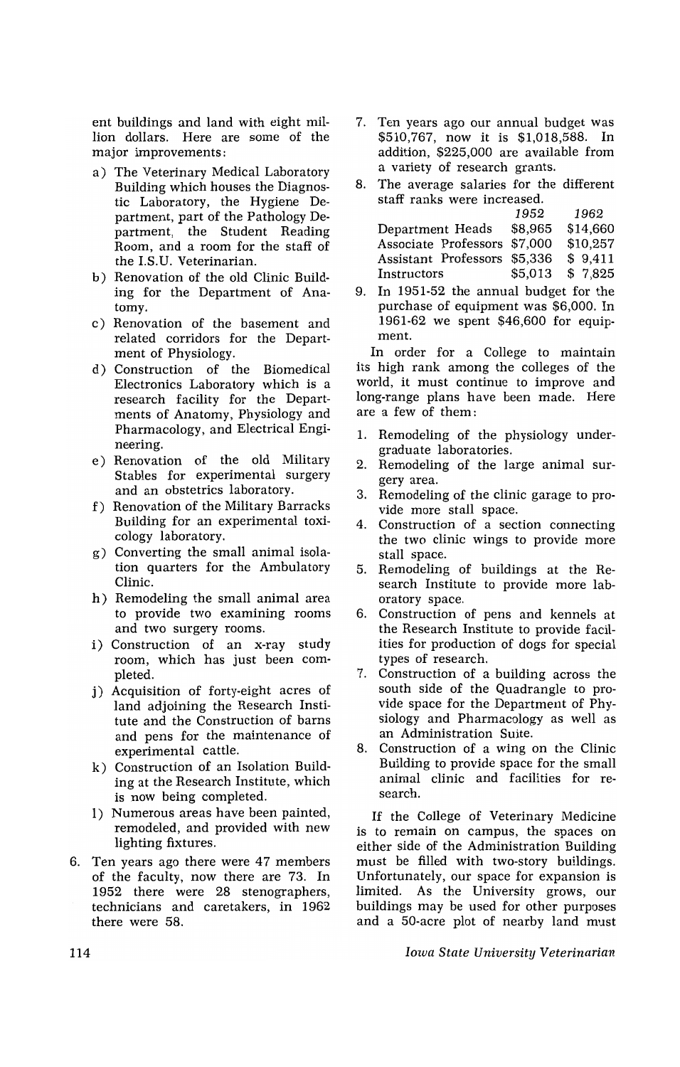ent buildings and land with eight million dollars. Here are some of the major improvements:

a) The Veterinary Medical Laboratory Building which houses the Diagnostic Laboratory, the Hygiene Department, part of the Pathology Department, the Student Reading Room, and a room for the staff of the I.S.U. Veterinarian.

b) Renovation of the old Clinic Building for the Department of Anatomy.

c) Renovation of the basement and related corridors for the Department of Physiology.

d) Construction of the Biomedical Electronics Laboratory which is a research facility for the Departments of Anatomy, Physiology and Pharmacology, and Electrical Engineering.

e) Renovation of the old Military Stables for experimental surgery and an obstetrics laboratory.

f) Renovation of the Military Barracks Building for an experimental toxicology laboratory.

g) Converting the small animal isolation quarters for the Ambulatory Clinic.

h) Remodeling the small animal area to provide two examining rooms and two surgery rooms.

i) Construction of an x-ray study room, which has just been completed.

j) Acquisition of forty-eight acres of land adjoining the Research Institute and the Construction of barns and pens for the maintenance of experimental cattle.

k) Construction of an Isolation Building at the Research Institute, which is now being completed.

l) Numerous areas have been painted, remodeled, and provided with new lighting fixtures.

6. Ten years ago there were 47 members of the faculty, now there are 73. In 1952 there were 28 stenographers, technicians and caretakers, in 1962 there were 58.

7. Ten years ago our annual budget was $510,767, now it is $1,018,588. In addition, $225,000 are available from a variety of research grants.

8. The average salaries for the different staff ranks were increased.

| | *1952* | *1962* |
|---|---|---|
| Department Heads | $8,965 | $14,660 |
| Associate Professors | $7,000 | $10,257 |
| Assistant Professors | $5,336 | $ 9,411 |
| Instructors | $5,013 | $ 7,825 |

9. In 1951-52 the annual budget for the purchase of equipment was $6,000. In 1961-62 we spent $46,600 for equipment.

In order for a College to maintain its high rank among the colleges of the world, it must continue to improve and long-range plans have been made. Here are a few of them:

1. Remodeling of the physiology undergraduate laboratories.
2. Remodeling of the large animal surgery area.
3. Remodeling of the clinic garage to provide more stall space.
4. Construction of a section connecting the two clinic wings to provide more stall space.
5. Remodeling of buildings at the Research Institute to provide more laboratory space.
6. Construction of pens and kennels at the Research Institute to provide facilities for production of dogs for special types of research.
7. Construction of a building across the south side of the Quadrangle to provide space for the Department of Physiology and Pharmacology as well as an Administration Suite.
8. Construction of a wing on the Clinic Building to provide space for the small animal clinic and facilities for research.

If the College of Veterinary Medicine is to remain on campus, the spaces on either side of the Administration Building must be filled with two-story buildings. Unfortunately, our space for expansion is limited. As the University grows, our buildings may be used for other purposes and a 50-acre plot of nearby land must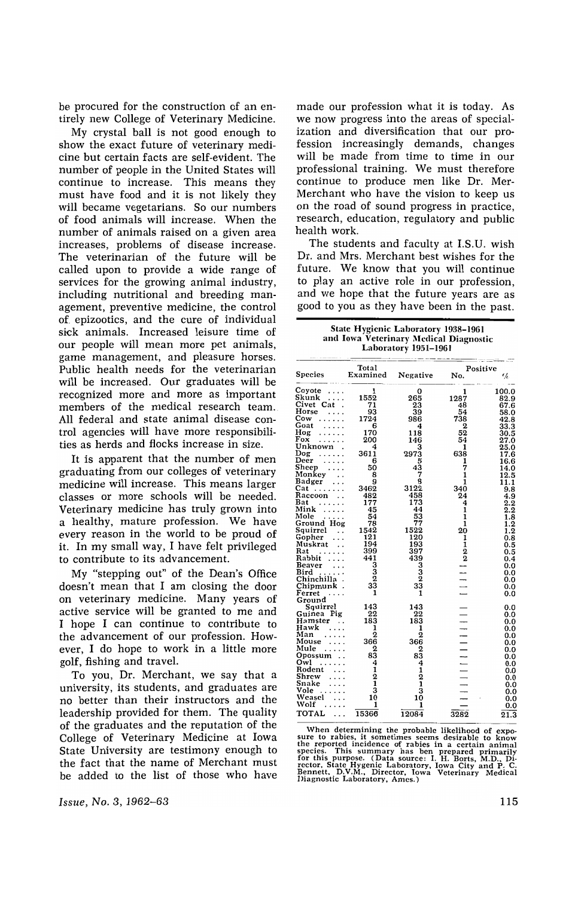be procured for the construction of an entirely new College of Veterinary Medicine.

My crystal ball is not good enough to show the exact future of veterinary medicine but certain facts are self-evident. The number of people in the United States will continue to increase. This means they must have food and it is not likely they will became vegetarians. So our numbers of food animals will increase. When the number of animals raised on a given area increases, problems of disease increase. The veterinarian of the future will be called upon to provide a wide range of services for the growing animal industry, including nutritional and breeding management, preventive medicine, the control of epizootics, and the cure of individual sick animals. Increased leisure time of our people will mean more pet animals, game management, and pleasure horses. Public health needs for the veterinarian will be increased. Our graduates will be recognized more and more as important members of the medical research team. All federal and state animal disease control agencies will have more responsibilities as herds and flocks increase in size.

It is apparent that the number of men graduating from our colleges of veterinary medicine will increase. This means larger classes or more schools will be needed. Veterinary medicine has truly grown into a healthy, mature profession. We have every reason in the world to be proud of it. In my small way, I have felt privileged to contribute to its advancement.

My "stepping out" of the Dean's Office doesn't mean that I am closing the door on veterinary medicine. Many years of active service will be granted to me and I hope I can continue to contribute to the advancement of our profession. However, I do hope to work in a little more golf, fishing and travel.

To you, Dr. Merchant, we say that a university, its students, and graduates are no better than their instructors and the leadership provided for them. The quality of the graduates and the reputation of the College of Veterinary Medicine at Iowa State University are testimony enough to the fact that the name of Merchant must be added to the list of those who have made our profession what it is today. As we now progress into the areas of specialization and diversification that our profession increasingly demands, changes will be made from time to time in our professional training. We must therefore continue to produce men like Dr. Mer-Merchant who have the vision to keep us on the road of sound progress in practice, research, education, regulatory and public health work.

The students and faculty at I.S.U. wish Dr. and Mrs. Merchant best wishes for the future. We know that you will continue to play an active role in our profession, and we hope that the future years are as good to you as they have been in the past.

**State Hygienic Laboratory 1938–1961 and Iowa Veterinary Medical Diagnostic Laboratory 1951–1961**

| Species | Total Examined | Negative | Positive No. | Positive % |
|---|---|---|---|---|
| Coyote | 1 | 0 | 1 | 100.0 |
| Skunk | 1552 | 265 | 1287 | 82.9 |
| Civet Cat | 71 | 23 | 48 | 67.6 |
| Horse | 93 | 39 | 54 | 58.0 |
| Cow | 1724 | 986 | 738 | 42.8 |
| Goat | 6 | 4 | 2 | 33.3 |
| Hog | 170 | 118 | 52 | 30.5 |
| Fox | 200 | 146 | 54 | 27.0 |
| Unknown | 4 | 3 | 1 | 25.0 |
| Dog | 3611 | 2973 | 638 | 17.6 |
| Deer | 6 | 5 | 1 | 16.6 |
| Sheep | 50 | 43 | 7 | 14.0 |
| Monkey | 8 | 7 | 1 | 12.5 |
| Badger | 9 | 8 | 1 | 11.1 |
| Cat | 3462 | 3122 | 340 | 9.8 |
| Raccoon | 482 | 458 | 24 | 4.9 |
| Bat | 177 | 173 | 4 | 2.2 |
| Mink | 45 | 44 | 1 | 2.2 |
| Mole | 54 | 53 | 1 | 1.8 |
| Ground Hog | 78 | 77 | 1 | 1.2 |
| Squirrel | 1542 | 1522 | 20 | 1.2 |
| Gopher | 121 | 120 | 1 | 0.8 |
| Muskrat | 194 | 193 | 1 | 0.5 |
| Rat | 399 | 397 | 2 | 0.5 |
| Rabbit | 441 | 439 | 2 | 0.4 |
| Beaver | 3 | 3 | — | 0.0 |
| Bird | 3 | 3 | — | 0.0 |
| Chinchilla | 2 | 2 | — | 0.0 |
| Chipmunk | 33 | 33 | — | 0.0 |
| Ferret | 1 | 1 | — | 0.0 |
| Ground Squirrel | 143 | 143 | — | 0.0 |
| Guinea Pig | 22 | 22 | — | 0.0 |
| Hamster | 183 | 183 | — | 0.0 |
| Hawk | 1 | 1 | — | 0.0 |
| Man | 2 | 2 | — | 0.0 |
| Mouse | 366 | 366 | — | 0.0 |
| Mule | 2 | 2 | — | 0.0 |
| Opossum | 83 | 83 | — | 0.0 |
| Owl | 4 | 4 | — | 0.0 |
| Rodent | 1 | 1 | — | 0.0 |
| Shrew | 2 | 2 | — | 0.0 |
| Snake | 1 | 1 | — | 0.0 |
| Vole | 3 | 3 | — | 0.0 |
| Weasel | 10 | 10 | — | 0.0 |
| Wolf | 1 | 1 | — | 0.0 |
| TOTAL | 15366 | 12084 | 3282 | 21.3 |

When determining the probable likelihood of exposure to rabies, it sometimes seems desirable to know the reported incidence of rabies in a certain animal species. This summary has ben prepared primarily for this purpose. (Data source: I. H. Borts, M.D., Director, State Hygenic Laboratory, Iowa City and P. C. Bennett, D.V.M., Director, Iowa Veterinary Medical Diagnostic Laboratory, Ames.)